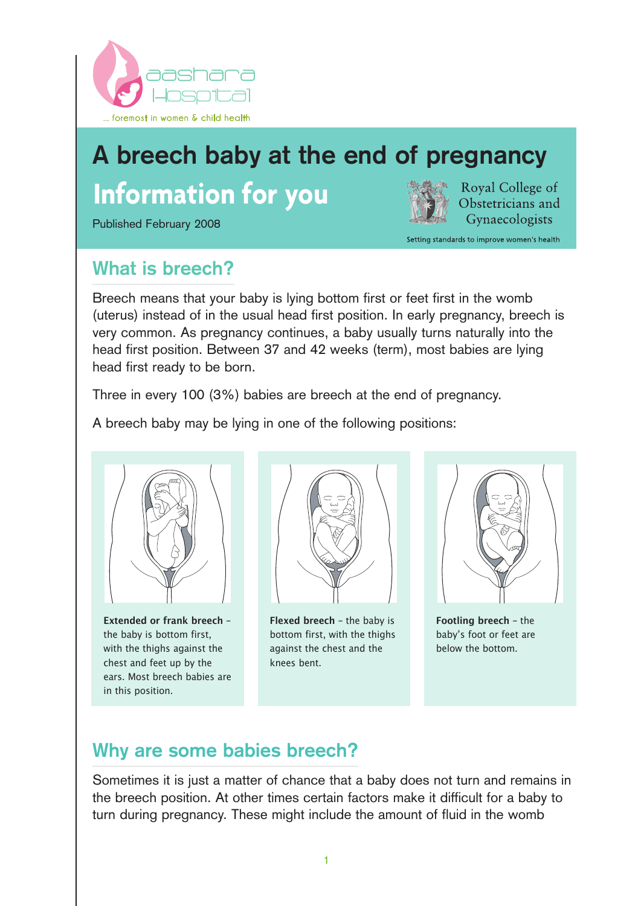aashara Hospital

... foremost in women & child health

# A breech baby at the end of pregnancy

## Information for you

Published February 2008

Royal College of Obstetricians and Gynaecologists

Setting standards to improve women's health

## What is breech?

Breech means that your baby is lying bottom first or feet first in the womb (uterus) instead of in the usual head first position. In early pregnancy, breech is very common. As pregnancy continues, a baby usually turns naturally into the head first position. Between 37 and 42 weeks (term), most babies are lying head first ready to be born.

Three in every 100 (3%) babies are breech at the end of pregnancy.

A breech baby may be lying in one of the following positions:

**Extended or frank breech** – the baby is bottom first, with the thighs against the chest and feet up by the ears. Most breech babies are in this position.

**Flexed breech** – the baby is bottom first, with the thighs against the chest and the knees bent.

**Footling breech** – the baby's foot or feet are below the bottom.

## Why are some babies breech?

Sometimes it is just a matter of chance that a baby does not turn and remains in the breech position. At other times certain factors make it difficult for a baby to turn during pregnancy. These might include the amount of fluid in the womb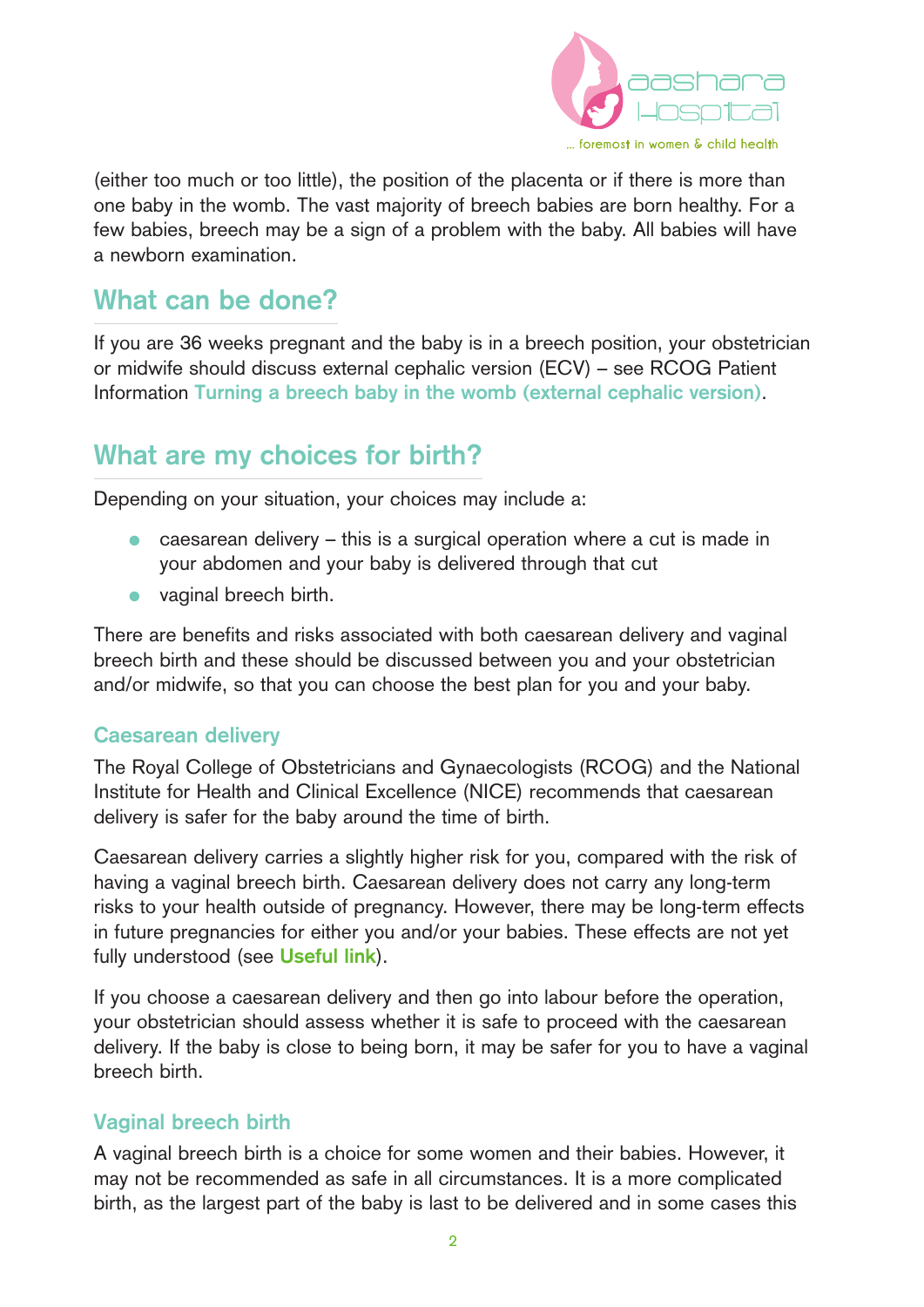(either too much or too little), the position of the placenta or if there is more than one baby in the womb. The vast majority of breech babies are born healthy. For a few babies, breech may be a sign of a problem with the baby. All babies will have a newborn examination.

## What can be done?

If you are 36 weeks pregnant and the baby is in a breech position, your obstetrician or midwife should discuss external cephalic version (ECV) – see RCOG Patient Information **Turning a breech baby in the womb (external cephalic version)**.

## What are my choices for birth?

Depending on your situation, your choices may include a:

- caesarean delivery – this is a surgical operation where a cut is made in your abdomen and your baby is delivered through that cut
- vaginal breech birth.

There are benefits and risks associated with both caesarean delivery and vaginal breech birth and these should be discussed between you and your obstetrician and/or midwife, so that you can choose the best plan for you and your baby.

### Caesarean delivery

The Royal College of Obstetricians and Gynaecologists (RCOG) and the National Institute for Health and Clinical Excellence (NICE) recommends that caesarean delivery is safer for the baby around the time of birth.

Caesarean delivery carries a slightly higher risk for you, compared with the risk of having a vaginal breech birth. Caesarean delivery does not carry any long-term risks to your health outside of pregnancy. However, there may be long-term effects in future pregnancies for either you and/or your babies. These effects are not yet fully understood (see **Useful link**).

If you choose a caesarean delivery and then go into labour before the operation, your obstetrician should assess whether it is safe to proceed with the caesarean delivery. If the baby is close to being born, it may be safer for you to have a vaginal breech birth.

### Vaginal breech birth

A vaginal breech birth is a choice for some women and their babies. However, it may not be recommended as safe in all circumstances. It is a more complicated birth, as the largest part of the baby is last to be delivered and in some cases this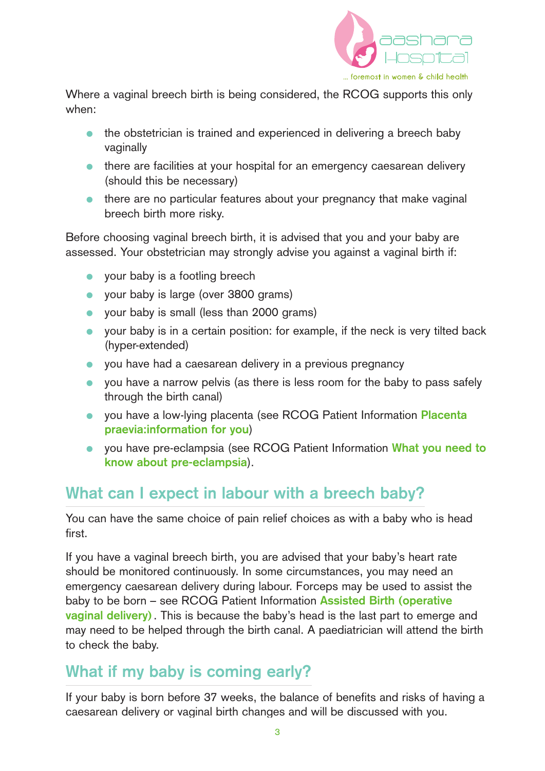Where a vaginal breech birth is being considered, the RCOG supports this only when:

- the obstetrician is trained and experienced in delivering a breech baby vaginally
- there are facilities at your hospital for an emergency caesarean delivery (should this be necessary)
- there are no particular features about your pregnancy that make vaginal breech birth more risky.

Before choosing vaginal breech birth, it is advised that you and your baby are assessed. Your obstetrician may strongly advise you against a vaginal birth if:

- your baby is a footling breech
- your baby is large (over 3800 grams)
- your baby is small (less than 2000 grams)
- your baby is in a certain position: for example, if the neck is very tilted back (hyper-extended)
- you have had a caesarean delivery in a previous pregnancy
- you have a narrow pelvis (as there is less room for the baby to pass safely through the birth canal)
- you have a low-lying placenta (see RCOG Patient Information **Placenta praevia:information for you**)
- you have pre-eclampsia (see RCOG Patient Information **What you need to know about pre-eclampsia**).

## What can I expect in labour with a breech baby?

You can have the same choice of pain relief choices as with a baby who is head first.

If you have a vaginal breech birth, you are advised that your baby's heart rate should be monitored continuously. In some circumstances, you may need an emergency caesarean delivery during labour. Forceps may be used to assist the baby to be born – see RCOG Patient Information **Assisted Birth (operative vaginal delivery)**. This is because the baby's head is the last part to emerge and may need to be helped through the birth canal. A paediatrician will attend the birth to check the baby.

## What if my baby is coming early?

If your baby is born before 37 weeks, the balance of benefits and risks of having a caesarean delivery or vaginal birth changes and will be discussed with you.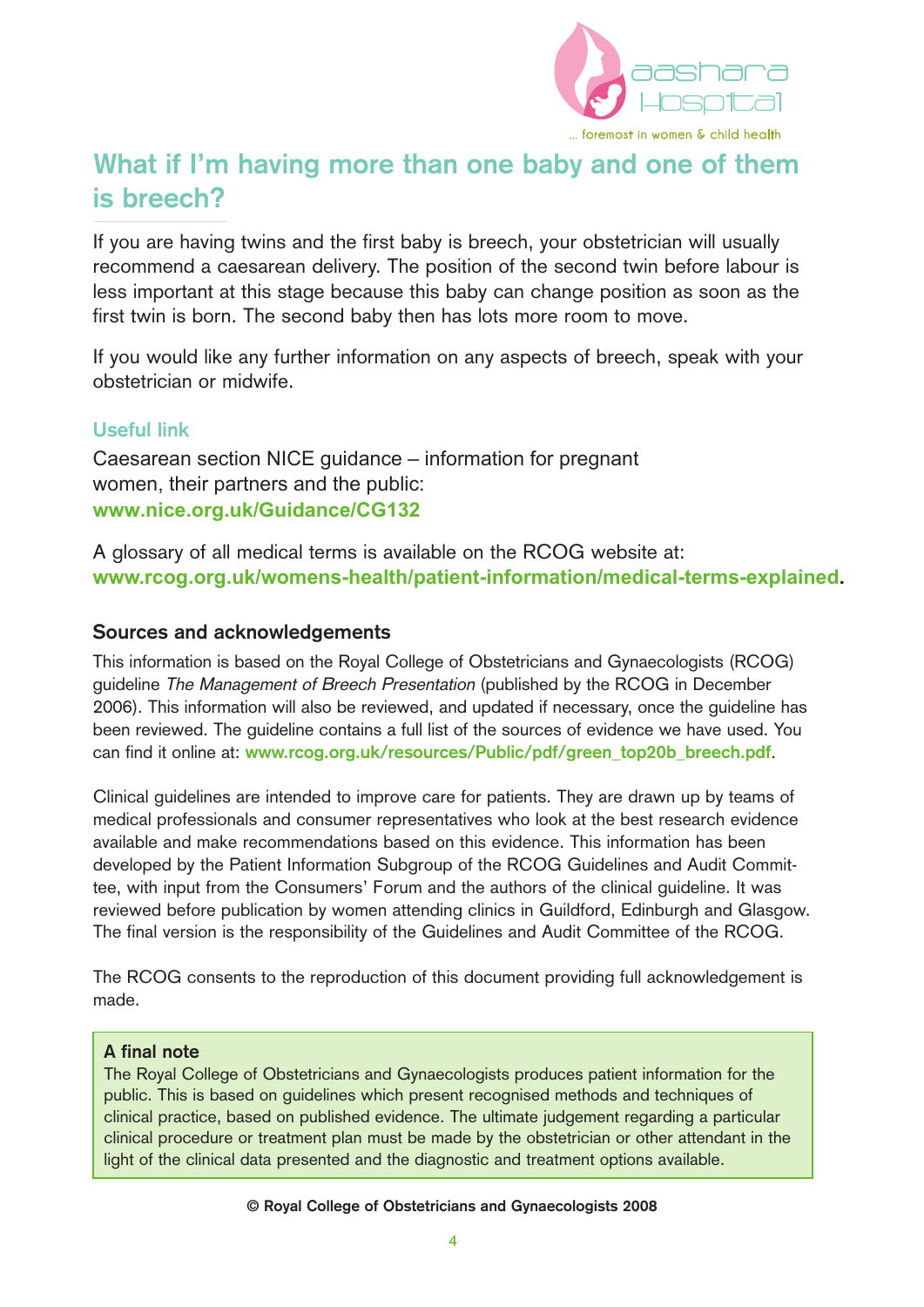## What if I'm having more than one baby and one of them is breech?

If you are having twins and the first baby is breech, your obstetrician will usually recommend a caesarean delivery. The position of the second twin before labour is less important at this stage because this baby can change position as soon as the first twin is born. The second baby then has lots more room to move.

If you would like any further information on any aspects of breech, speak with your obstetrician or midwife.

### Useful link

Caesarean section NICE guidance – information for pregnant women, their partners and the public:
**www.nice.org.uk/Guidance/CG132**

A glossary of all medical terms is available on the RCOG website at:
**www.rcog.org.uk/womens-health/patient-information/medical-terms-explained**.

### Sources and acknowledgements

This information is based on the Royal College of Obstetricians and Gynaecologists (RCOG) guideline *The Management of Breech Presentation* (published by the RCOG in December 2006). This information will also be reviewed, and updated if necessary, once the guideline has been reviewed. The guideline contains a full list of the sources of evidence we have used. You can find it online at: **www.rcog.org.uk/resources/Public/pdf/green_top20b_breech.pdf**.

Clinical guidelines are intended to improve care for patients. They are drawn up by teams of medical professionals and consumer representatives who look at the best research evidence available and make recommendations based on this evidence. This information has been developed by the Patient Information Subgroup of the RCOG Guidelines and Audit Committee, with input from the Consumers' Forum and the authors of the clinical guideline. It was reviewed before publication by women attending clinics in Guildford, Edinburgh and Glasgow. The final version is the responsibility of the Guidelines and Audit Committee of the RCOG.

The RCOG consents to the reproduction of this document providing full acknowledgement is made.

**A final note**

The Royal College of Obstetricians and Gynaecologists produces patient information for the public. This is based on guidelines which present recognised methods and techniques of clinical practice, based on published evidence. The ultimate judgement regarding a particular clinical procedure or treatment plan must be made by the obstetrician or other attendant in the light of the clinical data presented and the diagnostic and treatment options available.

**© Royal College of Obstetricians and Gynaecologists 2008**